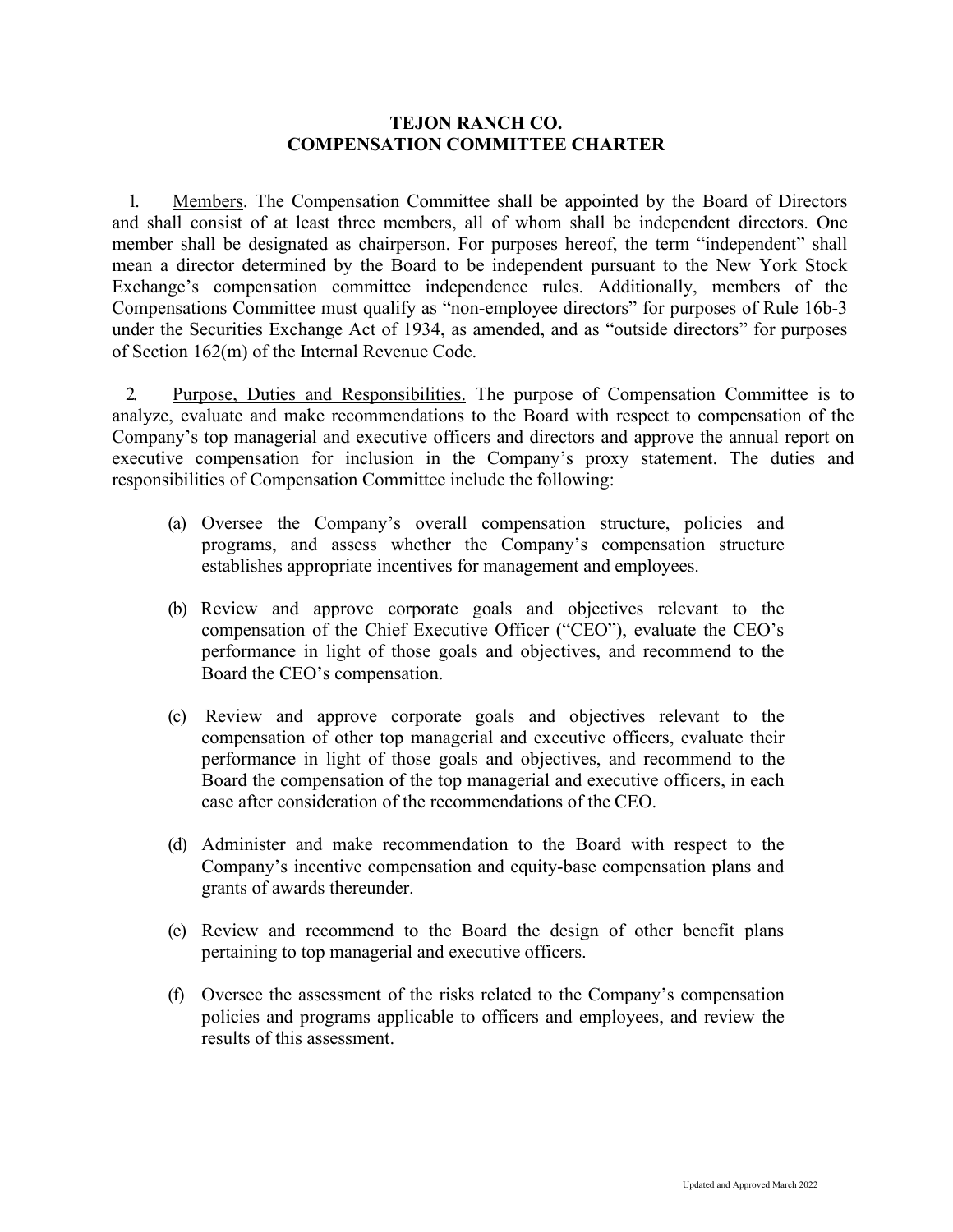# TEJON RANCH CO.
# COMPENSATION COMMITTEE CHARTER

1. Members. The Compensation Committee shall be appointed by the Board of Directors and shall consist of at least three members, all of whom shall be independent directors. One member shall be designated as chairperson. For purposes hereof, the term "independent" shall mean a director determined by the Board to be independent pursuant to the New York Stock Exchange's compensation committee independence rules. Additionally, members of the Compensations Committee must qualify as "non-employee directors" for purposes of Rule 16b-3 under the Securities Exchange Act of 1934, as amended, and as "outside directors" for purposes of Section 162(m) of the Internal Revenue Code.

2. Purpose, Duties and Responsibilities. The purpose of Compensation Committee is to analyze, evaluate and make recommendations to the Board with respect to compensation of the Company's top managerial and executive officers and directors and approve the annual report on executive compensation for inclusion in the Company's proxy statement. The duties and responsibilities of Compensation Committee include the following:

(a) Oversee the Company's overall compensation structure, policies and programs, and assess whether the Company's compensation structure establishes appropriate incentives for management and employees.

(b) Review and approve corporate goals and objectives relevant to the compensation of the Chief Executive Officer ("CEO"), evaluate the CEO's performance in light of those goals and objectives, and recommend to the Board the CEO's compensation.

(c) Review and approve corporate goals and objectives relevant to the compensation of other top managerial and executive officers, evaluate their performance in light of those goals and objectives, and recommend to the Board the compensation of the top managerial and executive officers, in each case after consideration of the recommendations of the CEO.

(d) Administer and make recommendation to the Board with respect to the Company's incentive compensation and equity-base compensation plans and grants of awards thereunder.

(e) Review and recommend to the Board the design of other benefit plans pertaining to top managerial and executive officers.

(f) Oversee the assessment of the risks related to the Company's compensation policies and programs applicable to officers and employees, and review the results of this assessment.

Updated and Approved March 2022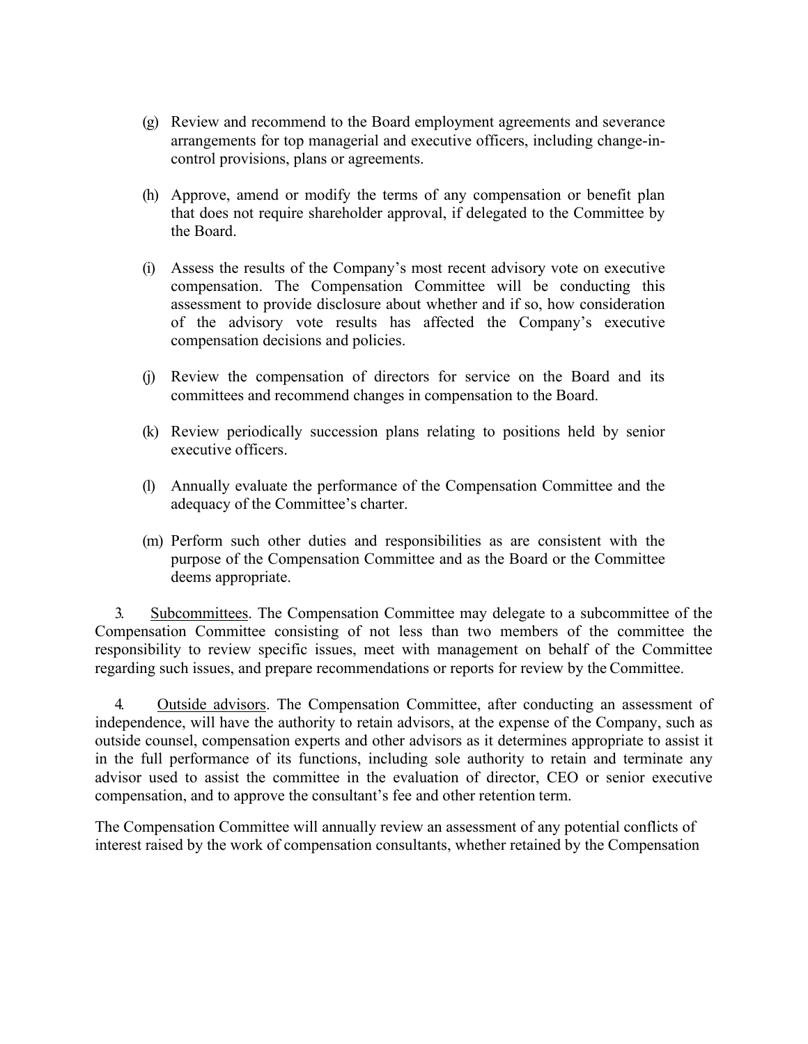(g) Review and recommend to the Board employment agreements and severance arrangements for top managerial and executive officers, including change-in-control provisions, plans or agreements.

(h) Approve, amend or modify the terms of any compensation or benefit plan that does not require shareholder approval, if delegated to the Committee by the Board.

(i) Assess the results of the Company's most recent advisory vote on executive compensation. The Compensation Committee will be conducting this assessment to provide disclosure about whether and if so, how consideration of the advisory vote results has affected the Company's executive compensation decisions and policies.

(j) Review the compensation of directors for service on the Board and its committees and recommend changes in compensation to the Board.

(k) Review periodically succession plans relating to positions held by senior executive officers.

(l) Annually evaluate the performance of the Compensation Committee and the adequacy of the Committee's charter.

(m) Perform such other duties and responsibilities as are consistent with the purpose of the Compensation Committee and as the Board or the Committee deems appropriate.

3. Subcommittees. The Compensation Committee may delegate to a subcommittee of the Compensation Committee consisting of not less than two members of the committee the responsibility to review specific issues, meet with management on behalf of the Committee regarding such issues, and prepare recommendations or reports for review by the Committee.

4. Outside advisors. The Compensation Committee, after conducting an assessment of independence, will have the authority to retain advisors, at the expense of the Company, such as outside counsel, compensation experts and other advisors as it determines appropriate to assist it in the full performance of its functions, including sole authority to retain and terminate any advisor used to assist the committee in the evaluation of director, CEO or senior executive compensation, and to approve the consultant's fee and other retention term.

The Compensation Committee will annually review an assessment of any potential conflicts of interest raised by the work of compensation consultants, whether retained by the Compensation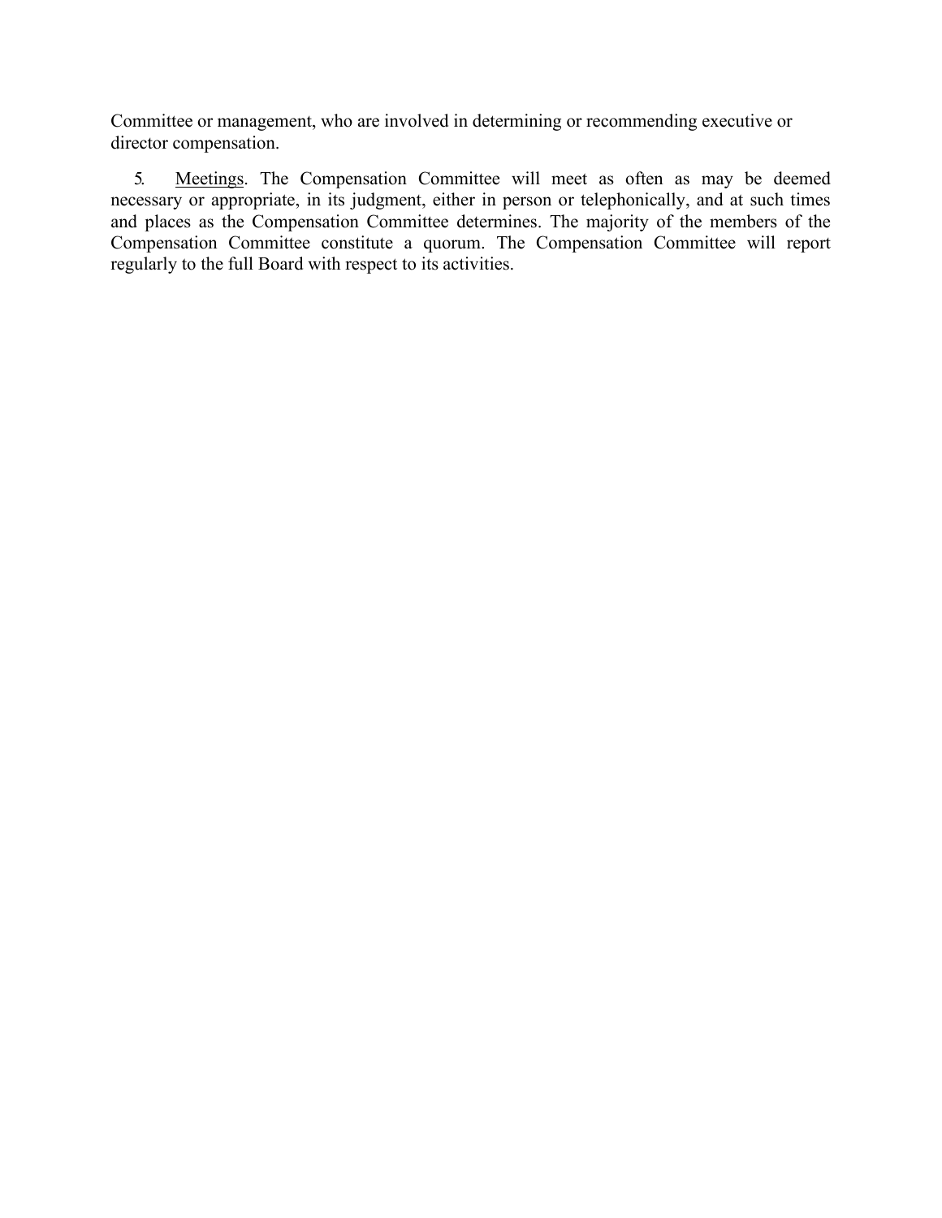Committee or management, who are involved in determining or recommending executive or director compensation.

5. Meetings. The Compensation Committee will meet as often as may be deemed necessary or appropriate, in its judgment, either in person or telephonically, and at such times and places as the Compensation Committee determines. The majority of the members of the Compensation Committee constitute a quorum. The Compensation Committee will report regularly to the full Board with respect to its activities.